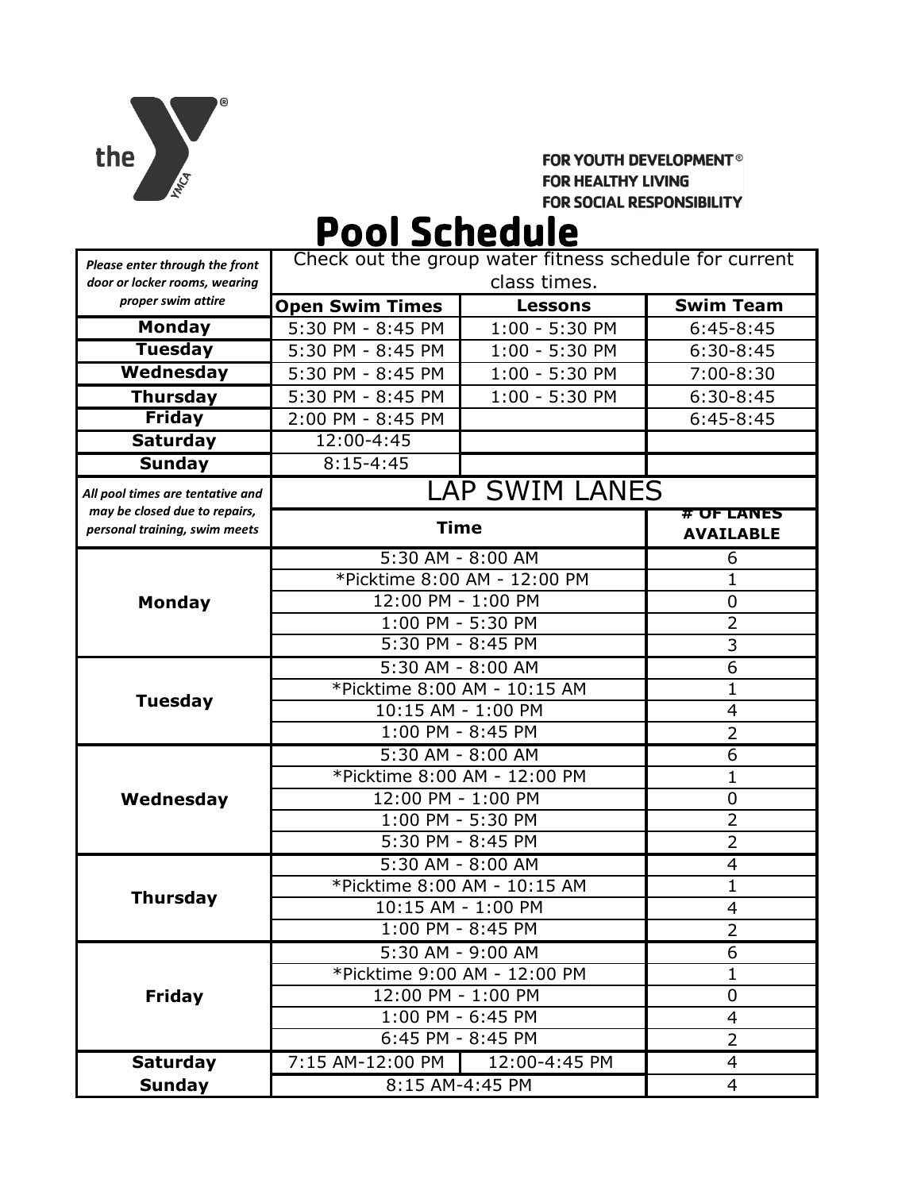FOR YOUTH DEVELOPMENT®
FOR HEALTHY LIVING
FOR SOCIAL RESPONSIBILITY

# Pool Schedule

| *Please enter through the front door or locker rooms, wearing proper swim attire* | Check out the group water fitness schedule for current class times. | | |
|---|---|---|---|
| | **Open Swim Times** | **Lessons** | **Swim Team** |
| **Monday** | 5:30 PM - 8:45 PM | 1:00 - 5:30 PM | 6:45-8:45 |
| **Tuesday** | 5:30 PM - 8:45 PM | 1:00 - 5:30 PM | 6:30-8:45 |
| **Wednesday** | 5:30 PM - 8:45 PM | 1:00 - 5:30 PM | 7:00-8:30 |
| **Thursday** | 5:30 PM - 8:45 PM | 1:00 - 5:30 PM | 6:30-8:45 |
| **Friday** | 2:00 PM - 8:45 PM | | 6:45-8:45 |
| **Saturday** | 12:00-4:45 | | |
| **Sunday** | 8:15-4:45 | | |

## LAP SWIM LANES

*All pool times are tentative and may be closed due to repairs, personal training, swim meets*

| | **Time** | | **# OF LANES AVAILABLE** |
|---|---|---|---|
| **Monday** | 5:30 AM - 8:00 AM | | 6 |
| | *Picktime 8:00 AM - 12:00 PM | | 1 |
| | 12:00 PM - 1:00 PM | | 0 |
| | 1:00 PM - 5:30 PM | | 2 |
| | 5:30 PM - 8:45 PM | | 3 |
| **Tuesday** | 5:30 AM - 8:00 AM | | 6 |
| | *Picktime 8:00 AM - 10:15 AM | | 1 |
| | 10:15 AM - 1:00 PM | | 4 |
| | 1:00 PM - 8:45 PM | | 2 |
| **Wednesday** | 5:30 AM - 8:00 AM | | 6 |
| | *Picktime 8:00 AM - 12:00 PM | | 1 |
| | 12:00 PM - 1:00 PM | | 0 |
| | 1:00 PM - 5:30 PM | | 2 |
| | 5:30 PM - 8:45 PM | | 2 |
| **Thursday** | 5:30 AM - 8:00 AM | | 4 |
| | *Picktime 8:00 AM - 10:15 AM | | 1 |
| | 10:15 AM - 1:00 PM | | 4 |
| | 1:00 PM - 8:45 PM | | 2 |
| **Friday** | 5:30 AM - 9:00 AM | | 6 |
| | *Picktime 9:00 AM - 12:00 PM | | 1 |
| | 12:00 PM - 1:00 PM | | 0 |
| | 1:00 PM - 6:45 PM | | 4 |
| | 6:45 PM - 8:45 PM | | 2 |
| **Saturday** | 7:15 AM-12:00 PM | 12:00-4:45 PM | 4 |
| **Sunday** | 8:15 AM-4:45 PM | | 4 |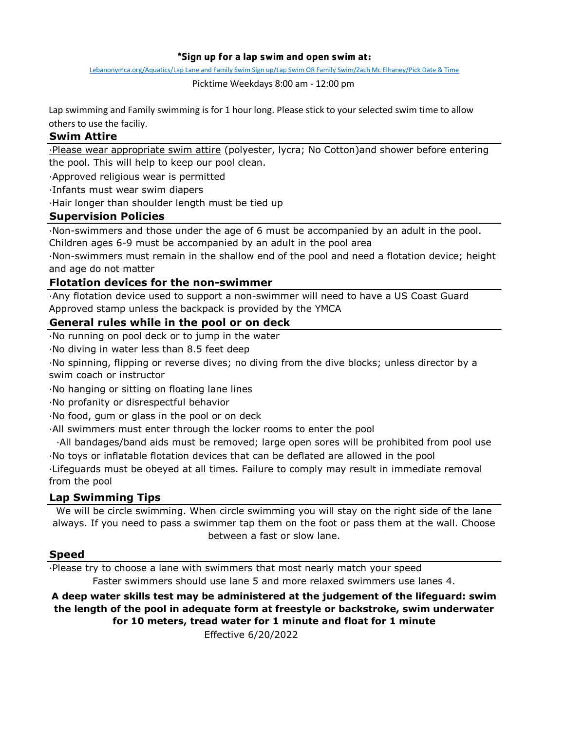**\*Sign up for a lap swim and open swim at:**

Lebanonymca.org/Aquatics/Lap Lane and Family Swim Sign up/Lap Swim OR Family Swim/Zach Mc Elhaney/Pick Date & Time

Picktime Weekdays 8:00 am - 12:00 pm

Lap swimming and Family swimming is for 1 hour long. Please stick to your selected swim time to allow others to use the faciliy.

## Swim Attire

·Please wear appropriate swim attire (polyester, lycra; No Cotton)and shower before entering the pool. This will help to keep our pool clean.

·Approved religious wear is permitted

·Infants must wear swim diapers

·Hair longer than shoulder length must be tied up

## Supervision Policies

·Non-swimmers and those under the age of 6 must be accompanied by an adult in the pool. Children ages 6-9 must be accompanied by an adult in the pool area

·Non-swimmers must remain in the shallow end of the pool and need a flotation device; height and age do not matter

## Flotation devices for the non-swimmer

·Any flotation device used to support a non-swimmer will need to have a US Coast Guard Approved stamp unless the backpack is provided by the YMCA

## General rules while in the pool or on deck

·No running on pool deck or to jump in the water

·No diving in water less than 8.5 feet deep

·No spinning, flipping or reverse dives; no diving from the dive blocks; unless director by a swim coach or instructor

·No hanging or sitting on floating lane lines

·No profanity or disrespectful behavior

·No food, gum or glass in the pool or on deck

·All swimmers must enter through the locker rooms to enter the pool

·All bandages/band aids must be removed; large open sores will be prohibited from pool use

·No toys or inflatable flotation devices that can be deflated are allowed in the pool

·Lifeguards must be obeyed at all times. Failure to comply may result in immediate removal from the pool

## Lap Swimming Tips

We will be circle swimming. When circle swimming you will stay on the right side of the lane always. If you need to pass a swimmer tap them on the foot or pass them at the wall. Choose between a fast or slow lane.

## Speed

·Please try to choose a lane with swimmers that most nearly match your speed

Faster swimmers should use lane 5 and more relaxed swimmers use lanes 4.

**A deep water skills test may be administered at the judgement of the lifeguard: swim the length of the pool in adequate form at freestyle or backstroke, swim underwater for 10 meters, tread water for 1 minute and float for 1 minute**

Effective 6/20/2022